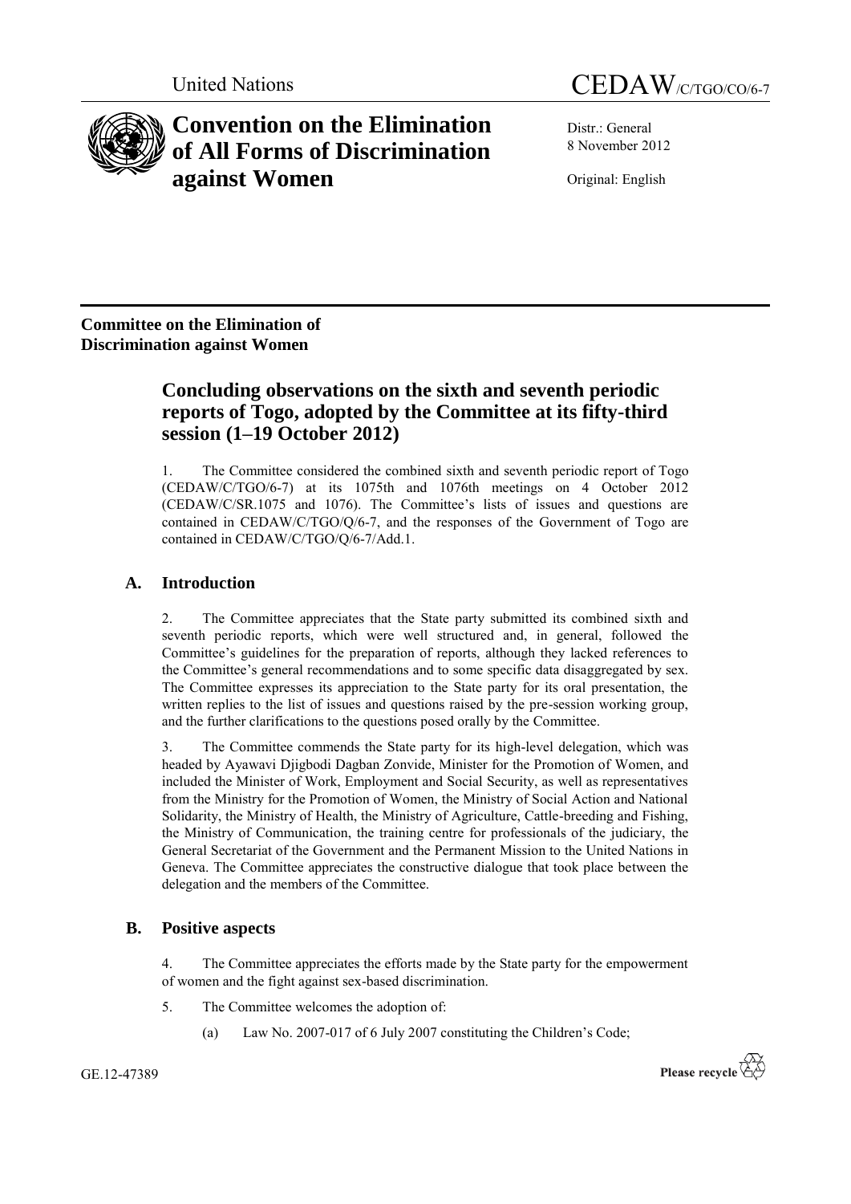United Nations

CEDAW/C/TGO/CO/6-7

# Convention on the Elimination of All Forms of Discrimination against Women

Distr.: General
8 November 2012

Original: English

**Committee on the Elimination of Discrimination against Women**

## Concluding observations on the sixth and seventh periodic reports of Togo, adopted by the Committee at its fifty-third session (1–19 October 2012)

1. The Committee considered the combined sixth and seventh periodic report of Togo (CEDAW/C/TGO/6-7) at its 1075th and 1076th meetings on 4 October 2012 (CEDAW/C/SR.1075 and 1076). The Committee's lists of issues and questions are contained in CEDAW/C/TGO/Q/6-7, and the responses of the Government of Togo are contained in CEDAW/C/TGO/Q/6-7/Add.1.

### A. Introduction

2. The Committee appreciates that the State party submitted its combined sixth and seventh periodic reports, which were well structured and, in general, followed the Committee's guidelines for the preparation of reports, although they lacked references to the Committee's general recommendations and to some specific data disaggregated by sex. The Committee expresses its appreciation to the State party for its oral presentation, the written replies to the list of issues and questions raised by the pre-session working group, and the further clarifications to the questions posed orally by the Committee.

3. The Committee commends the State party for its high-level delegation, which was headed by Ayawavi Djigbodi Dagban Zonvide, Minister for the Promotion of Women, and included the Minister of Work, Employment and Social Security, as well as representatives from the Ministry for the Promotion of Women, the Ministry of Social Action and National Solidarity, the Ministry of Health, the Ministry of Agriculture, Cattle-breeding and Fishing, the Ministry of Communication, the training centre for professionals of the judiciary, the General Secretariat of the Government and the Permanent Mission to the United Nations in Geneva. The Committee appreciates the constructive dialogue that took place between the delegation and the members of the Committee.

### B. Positive aspects

4. The Committee appreciates the efforts made by the State party for the empowerment of women and the fight against sex-based discrimination.

5. The Committee welcomes the adoption of:

(a) Law No. 2007-017 of 6 July 2007 constituting the Children's Code;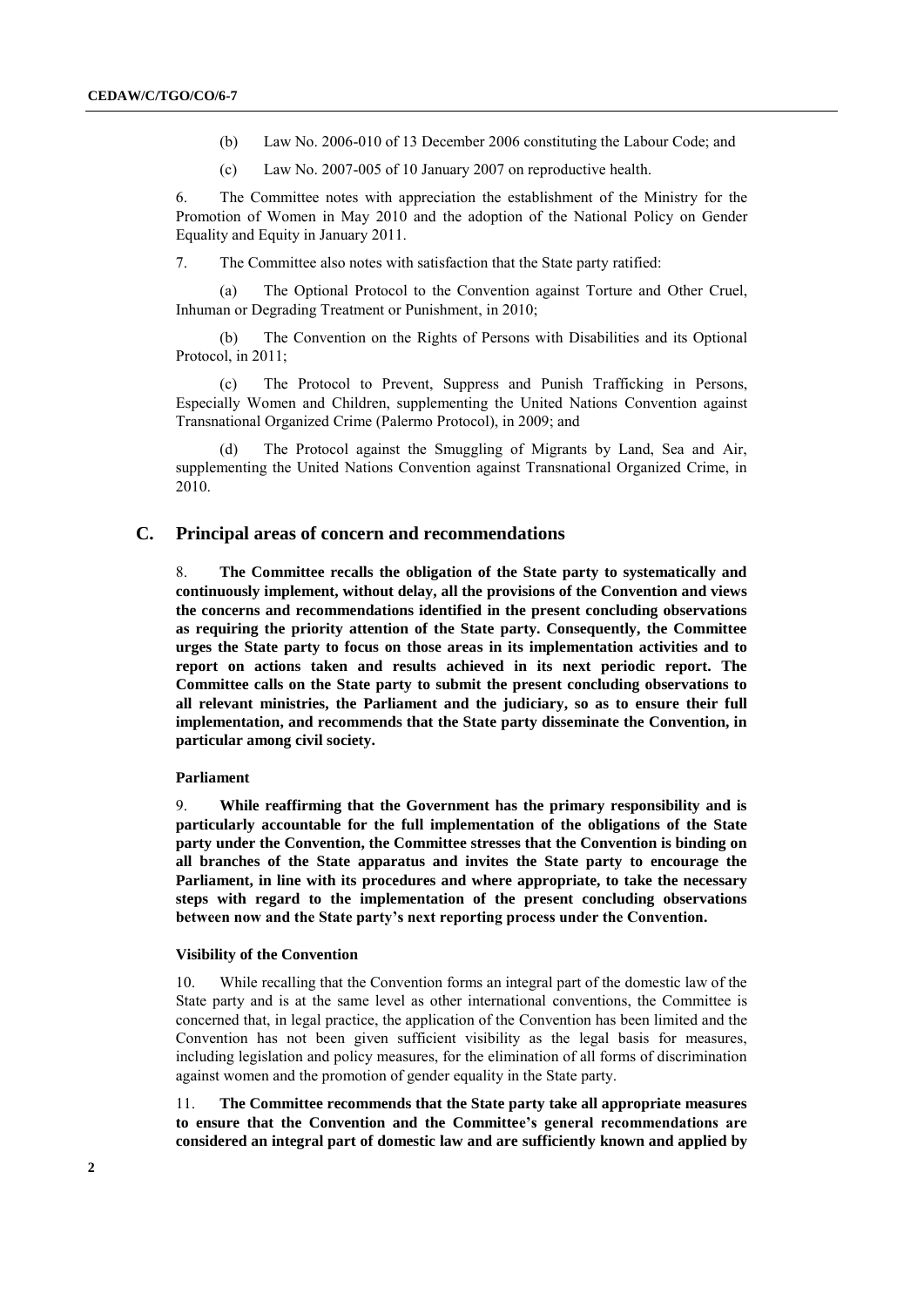(b) Law No. 2006-010 of 13 December 2006 constituting the Labour Code; and

(c) Law No. 2007-005 of 10 January 2007 on reproductive health.

6. The Committee notes with appreciation the establishment of the Ministry for the Promotion of Women in May 2010 and the adoption of the National Policy on Gender Equality and Equity in January 2011.

7. The Committee also notes with satisfaction that the State party ratified:

(a) The Optional Protocol to the Convention against Torture and Other Cruel, Inhuman or Degrading Treatment or Punishment, in 2010;

(b) The Convention on the Rights of Persons with Disabilities and its Optional Protocol, in 2011;

(c) The Protocol to Prevent, Suppress and Punish Trafficking in Persons, Especially Women and Children, supplementing the United Nations Convention against Transnational Organized Crime (Palermo Protocol), in 2009; and

(d) The Protocol against the Smuggling of Migrants by Land, Sea and Air, supplementing the United Nations Convention against Transnational Organized Crime, in 2010.

## C. Principal areas of concern and recommendations

8. **The Committee recalls the obligation of the State party to systematically and continuously implement, without delay, all the provisions of the Convention and views the concerns and recommendations identified in the present concluding observations as requiring the priority attention of the State party. Consequently, the Committee urges the State party to focus on those areas in its implementation activities and to report on actions taken and results achieved in its next periodic report. The Committee calls on the State party to submit the present concluding observations to all relevant ministries, the Parliament and the judiciary, so as to ensure their full implementation, and recommends that the State party disseminate the Convention, in particular among civil society.**

#### Parliament

9. **While reaffirming that the Government has the primary responsibility and is particularly accountable for the full implementation of the obligations of the State party under the Convention, the Committee stresses that the Convention is binding on all branches of the State apparatus and invites the State party to encourage the Parliament, in line with its procedures and where appropriate, to take the necessary steps with regard to the implementation of the present concluding observations between now and the State party's next reporting process under the Convention.**

#### Visibility of the Convention

10. While recalling that the Convention forms an integral part of the domestic law of the State party and is at the same level as other international conventions, the Committee is concerned that, in legal practice, the application of the Convention has been limited and the Convention has not been given sufficient visibility as the legal basis for measures, including legislation and policy measures, for the elimination of all forms of discrimination against women and the promotion of gender equality in the State party.

11. **The Committee recommends that the State party take all appropriate measures to ensure that the Convention and the Committee's general recommendations are considered an integral part of domestic law and are sufficiently known and applied by**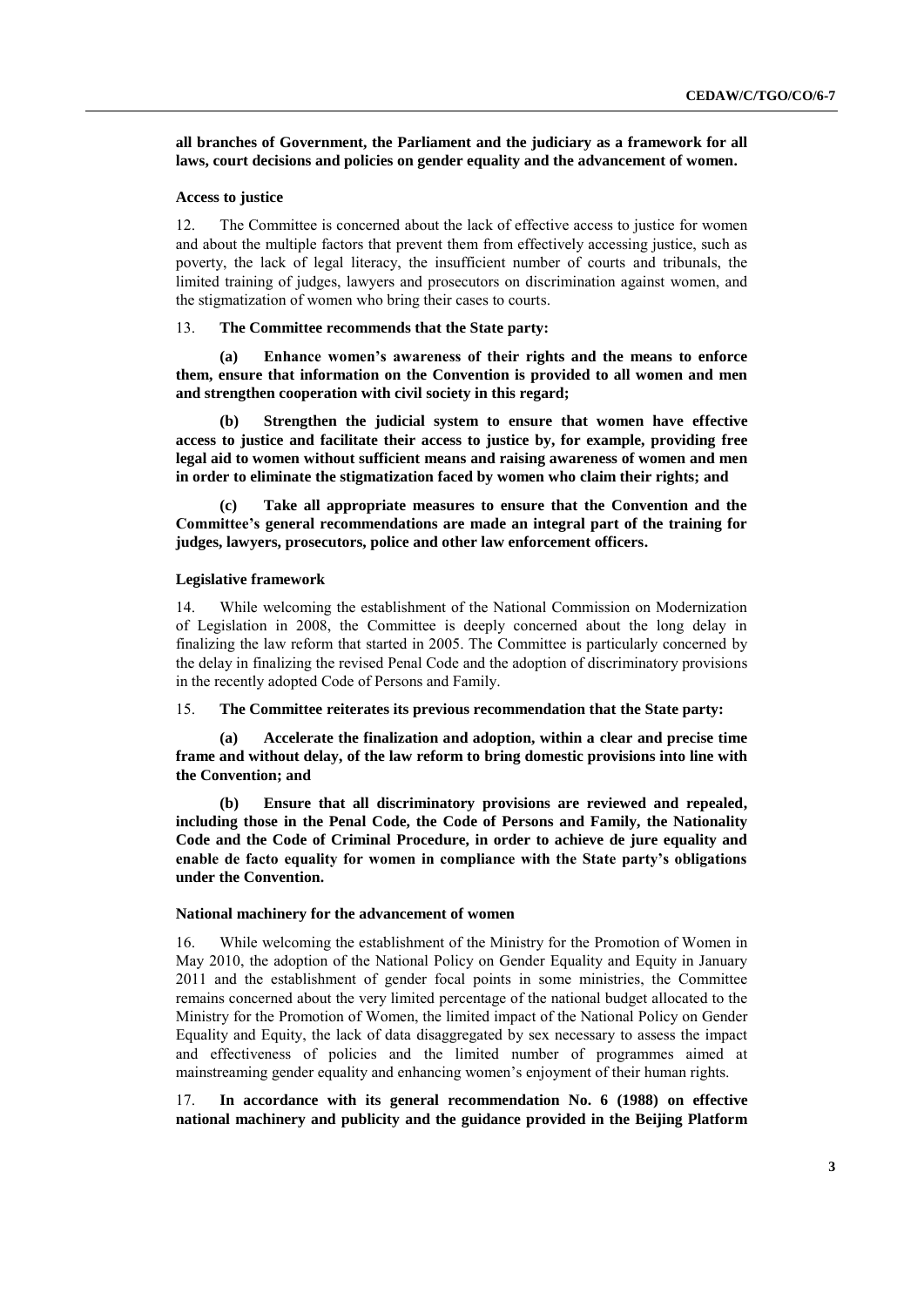**all branches of Government, the Parliament and the judiciary as a framework for all laws, court decisions and policies on gender equality and the advancement of women.**

### Access to justice

12. The Committee is concerned about the lack of effective access to justice for women and about the multiple factors that prevent them from effectively accessing justice, such as poverty, the lack of legal literacy, the insufficient number of courts and tribunals, the limited training of judges, lawyers and prosecutors on discrimination against women, and the stigmatization of women who bring their cases to courts.

13. **The Committee recommends that the State party:**

**(a) Enhance women's awareness of their rights and the means to enforce them, ensure that information on the Convention is provided to all women and men and strengthen cooperation with civil society in this regard;**

**(b) Strengthen the judicial system to ensure that women have effective access to justice and facilitate their access to justice by, for example, providing free legal aid to women without sufficient means and raising awareness of women and men in order to eliminate the stigmatization faced by women who claim their rights; and**

**(c) Take all appropriate measures to ensure that the Convention and the Committee's general recommendations are made an integral part of the training for judges, lawyers, prosecutors, police and other law enforcement officers.**

### Legislative framework

14. While welcoming the establishment of the National Commission on Modernization of Legislation in 2008, the Committee is deeply concerned about the long delay in finalizing the law reform that started in 2005. The Committee is particularly concerned by the delay in finalizing the revised Penal Code and the adoption of discriminatory provisions in the recently adopted Code of Persons and Family.

15. **The Committee reiterates its previous recommendation that the State party:**

**(a) Accelerate the finalization and adoption, within a clear and precise time frame and without delay, of the law reform to bring domestic provisions into line with the Convention; and**

**(b) Ensure that all discriminatory provisions are reviewed and repealed, including those in the Penal Code, the Code of Persons and Family, the Nationality Code and the Code of Criminal Procedure, in order to achieve de jure equality and enable de facto equality for women in compliance with the State party's obligations under the Convention.**

### National machinery for the advancement of women

16. While welcoming the establishment of the Ministry for the Promotion of Women in May 2010, the adoption of the National Policy on Gender Equality and Equity in January 2011 and the establishment of gender focal points in some ministries, the Committee remains concerned about the very limited percentage of the national budget allocated to the Ministry for the Promotion of Women, the limited impact of the National Policy on Gender Equality and Equity, the lack of data disaggregated by sex necessary to assess the impact and effectiveness of policies and the limited number of programmes aimed at mainstreaming gender equality and enhancing women's enjoyment of their human rights.

17. **In accordance with its general recommendation No. 6 (1988) on effective national machinery and publicity and the guidance provided in the Beijing Platform**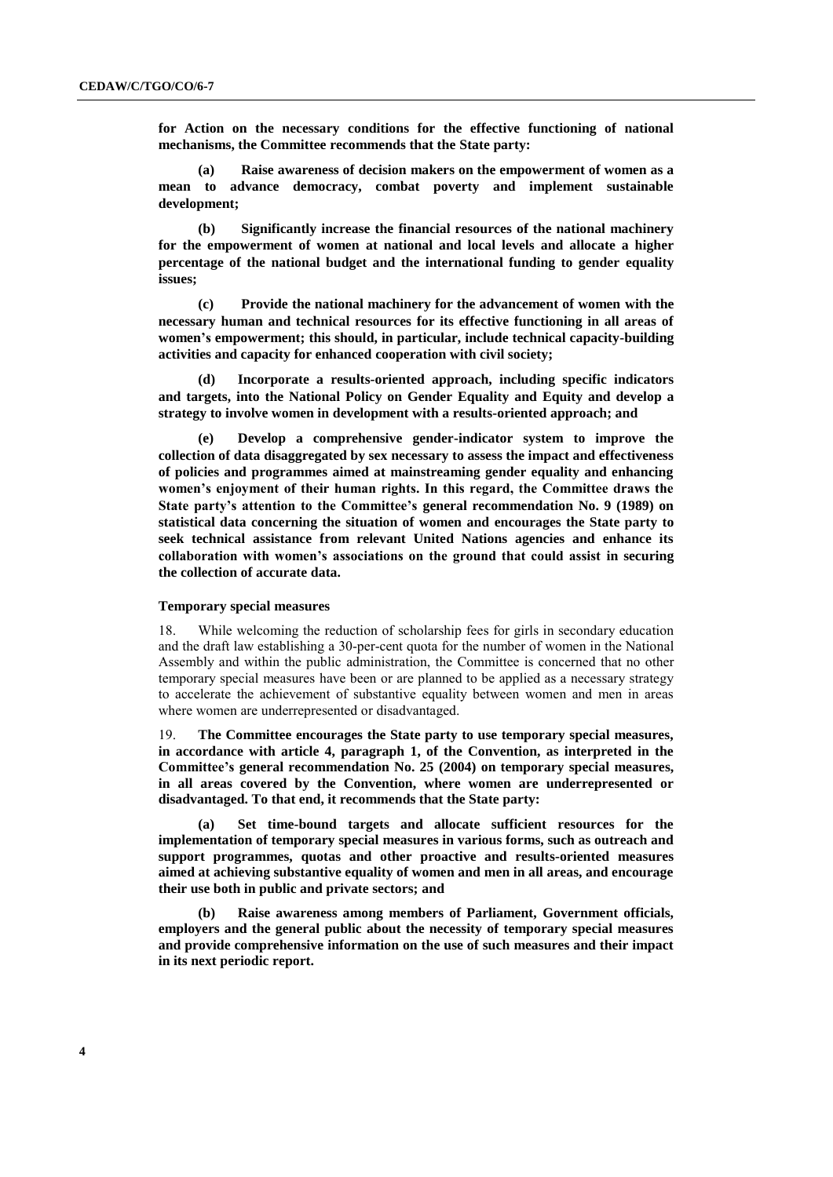**for Action on the necessary conditions for the effective functioning of national mechanisms, the Committee recommends that the State party:**

**(a) Raise awareness of decision makers on the empowerment of women as a mean to advance democracy, combat poverty and implement sustainable development;**

**(b) Significantly increase the financial resources of the national machinery for the empowerment of women at national and local levels and allocate a higher percentage of the national budget and the international funding to gender equality issues;**

**(c) Provide the national machinery for the advancement of women with the necessary human and technical resources for its effective functioning in all areas of women's empowerment; this should, in particular, include technical capacity-building activities and capacity for enhanced cooperation with civil society;**

**(d) Incorporate a results-oriented approach, including specific indicators and targets, into the National Policy on Gender Equality and Equity and develop a strategy to involve women in development with a results-oriented approach; and**

**(e) Develop a comprehensive gender-indicator system to improve the collection of data disaggregated by sex necessary to assess the impact and effectiveness of policies and programmes aimed at mainstreaming gender equality and enhancing women's enjoyment of their human rights. In this regard, the Committee draws the State party's attention to the Committee's general recommendation No. 9 (1989) on statistical data concerning the situation of women and encourages the State party to seek technical assistance from relevant United Nations agencies and enhance its collaboration with women's associations on the ground that could assist in securing the collection of accurate data.**

### Temporary special measures

18. While welcoming the reduction of scholarship fees for girls in secondary education and the draft law establishing a 30-per-cent quota for the number of women in the National Assembly and within the public administration, the Committee is concerned that no other temporary special measures have been or are planned to be applied as a necessary strategy to accelerate the achievement of substantive equality between women and men in areas where women are underrepresented or disadvantaged.

19. **The Committee encourages the State party to use temporary special measures, in accordance with article 4, paragraph 1, of the Convention, as interpreted in the Committee's general recommendation No. 25 (2004) on temporary special measures, in all areas covered by the Convention, where women are underrepresented or disadvantaged. To that end, it recommends that the State party:**

**(a) Set time-bound targets and allocate sufficient resources for the implementation of temporary special measures in various forms, such as outreach and support programmes, quotas and other proactive and results-oriented measures aimed at achieving substantive equality of women and men in all areas, and encourage their use both in public and private sectors; and**

**(b) Raise awareness among members of Parliament, Government officials, employers and the general public about the necessity of temporary special measures and provide comprehensive information on the use of such measures and their impact in its next periodic report.**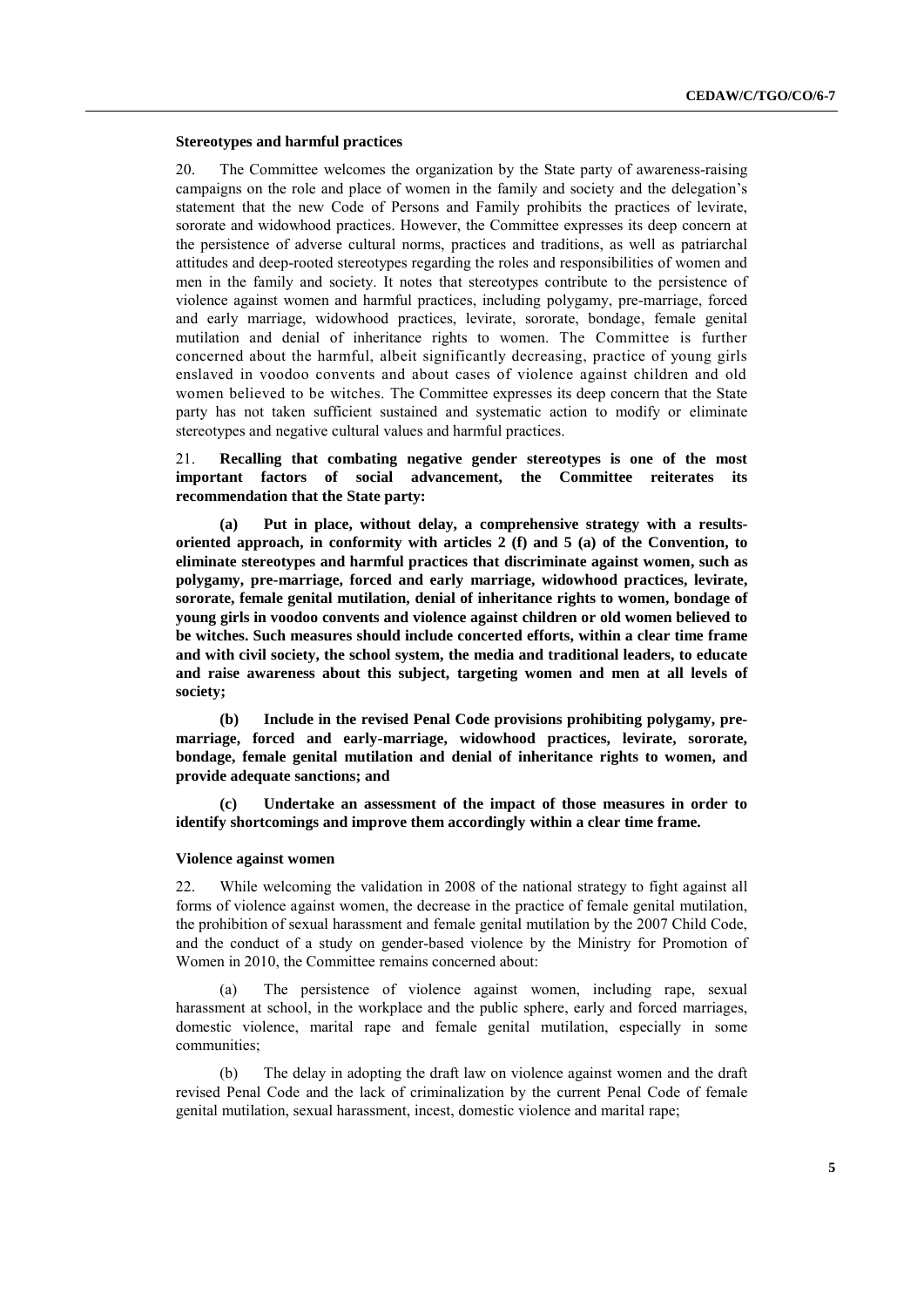### Stereotypes and harmful practices

20. The Committee welcomes the organization by the State party of awareness-raising campaigns on the role and place of women in the family and society and the delegation's statement that the new Code of Persons and Family prohibits the practices of levirate, sororate and widowhood practices. However, the Committee expresses its deep concern at the persistence of adverse cultural norms, practices and traditions, as well as patriarchal attitudes and deep-rooted stereotypes regarding the roles and responsibilities of women and men in the family and society. It notes that stereotypes contribute to the persistence of violence against women and harmful practices, including polygamy, pre-marriage, forced and early marriage, widowhood practices, levirate, sororate, bondage, female genital mutilation and denial of inheritance rights to women. The Committee is further concerned about the harmful, albeit significantly decreasing, practice of young girls enslaved in voodoo convents and about cases of violence against children and old women believed to be witches. The Committee expresses its deep concern that the State party has not taken sufficient sustained and systematic action to modify or eliminate stereotypes and negative cultural values and harmful practices.

21. **Recalling that combating negative gender stereotypes is one of the most important factors of social advancement, the Committee reiterates its recommendation that the State party:**

**(a) Put in place, without delay, a comprehensive strategy with a results-oriented approach, in conformity with articles 2 (f) and 5 (a) of the Convention, to eliminate stereotypes and harmful practices that discriminate against women, such as polygamy, pre-marriage, forced and early marriage, widowhood practices, levirate, sororate, female genital mutilation, denial of inheritance rights to women, bondage of young girls in voodoo convents and violence against children or old women believed to be witches. Such measures should include concerted efforts, within a clear time frame and with civil society, the school system, the media and traditional leaders, to educate and raise awareness about this subject, targeting women and men at all levels of society;**

**(b) Include in the revised Penal Code provisions prohibiting polygamy, pre-marriage, forced and early-marriage, widowhood practices, levirate, sororate, bondage, female genital mutilation and denial of inheritance rights to women, and provide adequate sanctions; and**

**(c) Undertake an assessment of the impact of those measures in order to identify shortcomings and improve them accordingly within a clear time frame.**

### Violence against women

22. While welcoming the validation in 2008 of the national strategy to fight against all forms of violence against women, the decrease in the practice of female genital mutilation, the prohibition of sexual harassment and female genital mutilation by the 2007 Child Code, and the conduct of a study on gender-based violence by the Ministry for Promotion of Women in 2010, the Committee remains concerned about:

(a) The persistence of violence against women, including rape, sexual harassment at school, in the workplace and the public sphere, early and forced marriages, domestic violence, marital rape and female genital mutilation, especially in some communities;

(b) The delay in adopting the draft law on violence against women and the draft revised Penal Code and the lack of criminalization by the current Penal Code of female genital mutilation, sexual harassment, incest, domestic violence and marital rape;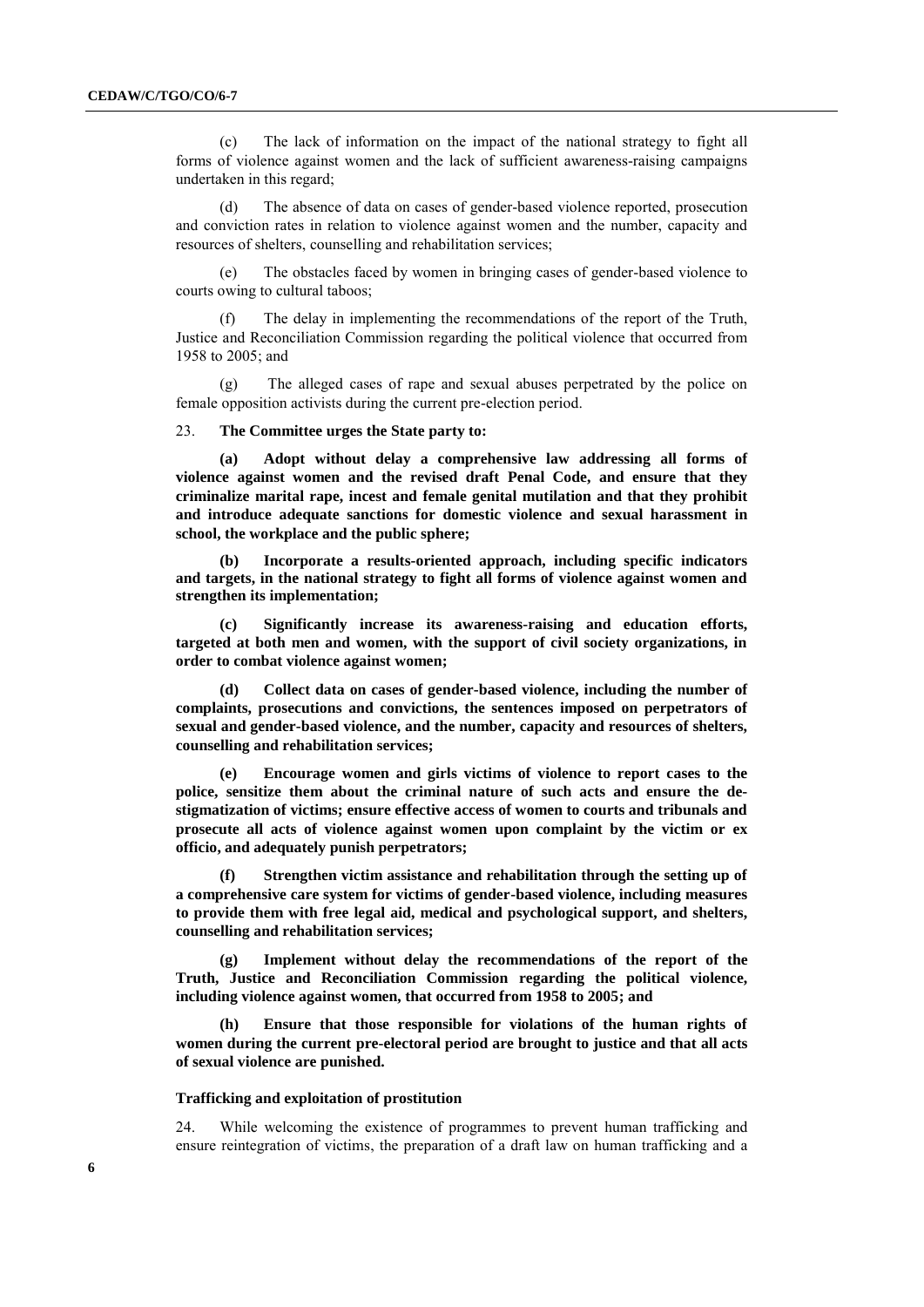(c) The lack of information on the impact of the national strategy to fight all forms of violence against women and the lack of sufficient awareness-raising campaigns undertaken in this regard;

(d) The absence of data on cases of gender-based violence reported, prosecution and conviction rates in relation to violence against women and the number, capacity and resources of shelters, counselling and rehabilitation services;

(e) The obstacles faced by women in bringing cases of gender-based violence to courts owing to cultural taboos;

(f) The delay in implementing the recommendations of the report of the Truth, Justice and Reconciliation Commission regarding the political violence that occurred from 1958 to 2005; and

(g) The alleged cases of rape and sexual abuses perpetrated by the police on female opposition activists during the current pre-election period.

23. **The Committee urges the State party to:**

**(a) Adopt without delay a comprehensive law addressing all forms of violence against women and the revised draft Penal Code, and ensure that they criminalize marital rape, incest and female genital mutilation and that they prohibit and introduce adequate sanctions for domestic violence and sexual harassment in school, the workplace and the public sphere;**

**(b) Incorporate a results-oriented approach, including specific indicators and targets, in the national strategy to fight all forms of violence against women and strengthen its implementation;**

**(c) Significantly increase its awareness-raising and education efforts, targeted at both men and women, with the support of civil society organizations, in order to combat violence against women;**

**(d) Collect data on cases of gender-based violence, including the number of complaints, prosecutions and convictions, the sentences imposed on perpetrators of sexual and gender-based violence, and the number, capacity and resources of shelters, counselling and rehabilitation services;**

**(e) Encourage women and girls victims of violence to report cases to the police, sensitize them about the criminal nature of such acts and ensure the de-stigmatization of victims; ensure effective access of women to courts and tribunals and prosecute all acts of violence against women upon complaint by the victim or ex officio, and adequately punish perpetrators;**

**(f) Strengthen victim assistance and rehabilitation through the setting up of a comprehensive care system for victims of gender-based violence, including measures to provide them with free legal aid, medical and psychological support, and shelters, counselling and rehabilitation services;**

**(g) Implement without delay the recommendations of the report of the Truth, Justice and Reconciliation Commission regarding the political violence, including violence against women, that occurred from 1958 to 2005; and**

**(h) Ensure that those responsible for violations of the human rights of women during the current pre-electoral period are brought to justice and that all acts of sexual violence are punished.**

### Trafficking and exploitation of prostitution

24. While welcoming the existence of programmes to prevent human trafficking and ensure reintegration of victims, the preparation of a draft law on human trafficking and a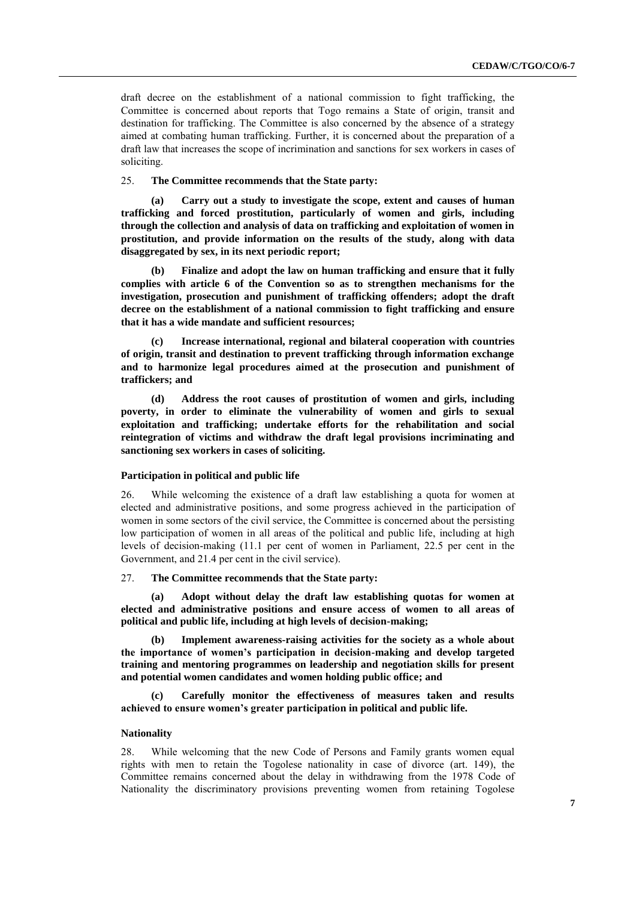draft decree on the establishment of a national commission to fight trafficking, the Committee is concerned about reports that Togo remains a State of origin, transit and destination for trafficking. The Committee is also concerned by the absence of a strategy aimed at combating human trafficking. Further, it is concerned about the preparation of a draft law that increases the scope of incrimination and sanctions for sex workers in cases of soliciting.

25. **The Committee recommends that the State party:**

**(a) Carry out a study to investigate the scope, extent and causes of human trafficking and forced prostitution, particularly of women and girls, including through the collection and analysis of data on trafficking and exploitation of women in prostitution, and provide information on the results of the study, along with data disaggregated by sex, in its next periodic report;**

**(b) Finalize and adopt the law on human trafficking and ensure that it fully complies with article 6 of the Convention so as to strengthen mechanisms for the investigation, prosecution and punishment of trafficking offenders; adopt the draft decree on the establishment of a national commission to fight trafficking and ensure that it has a wide mandate and sufficient resources;**

**(c) Increase international, regional and bilateral cooperation with countries of origin, transit and destination to prevent trafficking through information exchange and to harmonize legal procedures aimed at the prosecution and punishment of traffickers; and**

**(d) Address the root causes of prostitution of women and girls, including poverty, in order to eliminate the vulnerability of women and girls to sexual exploitation and trafficking; undertake efforts for the rehabilitation and social reintegration of victims and withdraw the draft legal provisions incriminating and sanctioning sex workers in cases of soliciting.**

### Participation in political and public life

26. While welcoming the existence of a draft law establishing a quota for women at elected and administrative positions, and some progress achieved in the participation of women in some sectors of the civil service, the Committee is concerned about the persisting low participation of women in all areas of the political and public life, including at high levels of decision-making (11.1 per cent of women in Parliament, 22.5 per cent in the Government, and 21.4 per cent in the civil service).

27. **The Committee recommends that the State party:**

**(a) Adopt without delay the draft law establishing quotas for women at elected and administrative positions and ensure access of women to all areas of political and public life, including at high levels of decision-making;**

**(b) Implement awareness-raising activities for the society as a whole about the importance of women's participation in decision-making and develop targeted training and mentoring programmes on leadership and negotiation skills for present and potential women candidates and women holding public office; and**

**(c) Carefully monitor the effectiveness of measures taken and results achieved to ensure women's greater participation in political and public life.**

### Nationality

28. While welcoming that the new Code of Persons and Family grants women equal rights with men to retain the Togolese nationality in case of divorce (art. 149), the Committee remains concerned about the delay in withdrawing from the 1978 Code of Nationality the discriminatory provisions preventing women from retaining Togolese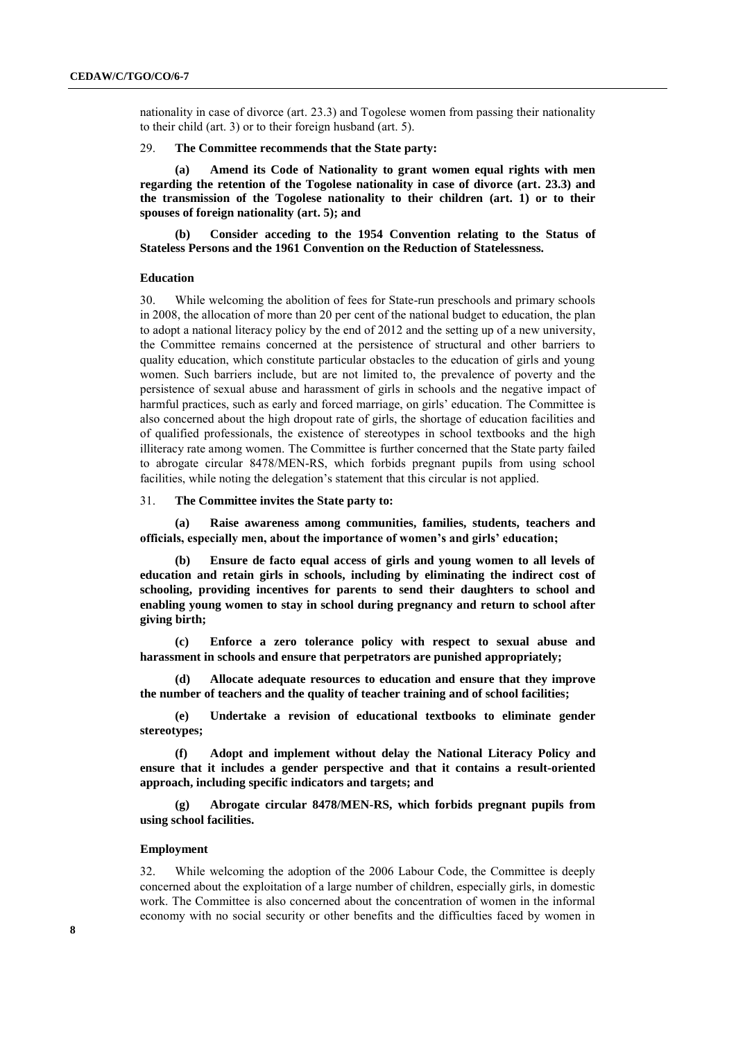nationality in case of divorce (art. 23.3) and Togolese women from passing their nationality to their child (art. 3) or to their foreign husband (art. 5).

29. **The Committee recommends that the State party:**

**(a) Amend its Code of Nationality to grant women equal rights with men regarding the retention of the Togolese nationality in case of divorce (art. 23.3) and the transmission of the Togolese nationality to their children (art. 1) or to their spouses of foreign nationality (art. 5); and**

**(b) Consider acceding to the 1954 Convention relating to the Status of Stateless Persons and the 1961 Convention on the Reduction of Statelessness.**

### Education

30. While welcoming the abolition of fees for State-run preschools and primary schools in 2008, the allocation of more than 20 per cent of the national budget to education, the plan to adopt a national literacy policy by the end of 2012 and the setting up of a new university, the Committee remains concerned at the persistence of structural and other barriers to quality education, which constitute particular obstacles to the education of girls and young women. Such barriers include, but are not limited to, the prevalence of poverty and the persistence of sexual abuse and harassment of girls in schools and the negative impact of harmful practices, such as early and forced marriage, on girls' education. The Committee is also concerned about the high dropout rate of girls, the shortage of education facilities and of qualified professionals, the existence of stereotypes in school textbooks and the high illiteracy rate among women. The Committee is further concerned that the State party failed to abrogate circular 8478/MEN-RS, which forbids pregnant pupils from using school facilities, while noting the delegation's statement that this circular is not applied.

31. **The Committee invites the State party to:**

**(a) Raise awareness among communities, families, students, teachers and officials, especially men, about the importance of women's and girls' education;**

**(b) Ensure de facto equal access of girls and young women to all levels of education and retain girls in schools, including by eliminating the indirect cost of schooling, providing incentives for parents to send their daughters to school and enabling young women to stay in school during pregnancy and return to school after giving birth;**

**(c) Enforce a zero tolerance policy with respect to sexual abuse and harassment in schools and ensure that perpetrators are punished appropriately;**

**(d) Allocate adequate resources to education and ensure that they improve the number of teachers and the quality of teacher training and of school facilities;**

**(e) Undertake a revision of educational textbooks to eliminate gender stereotypes;**

**(f) Adopt and implement without delay the National Literacy Policy and ensure that it includes a gender perspective and that it contains a result-oriented approach, including specific indicators and targets; and**

**(g) Abrogate circular 8478/MEN-RS, which forbids pregnant pupils from using school facilities.**

### Employment

32. While welcoming the adoption of the 2006 Labour Code, the Committee is deeply concerned about the exploitation of a large number of children, especially girls, in domestic work. The Committee is also concerned about the concentration of women in the informal economy with no social security or other benefits and the difficulties faced by women in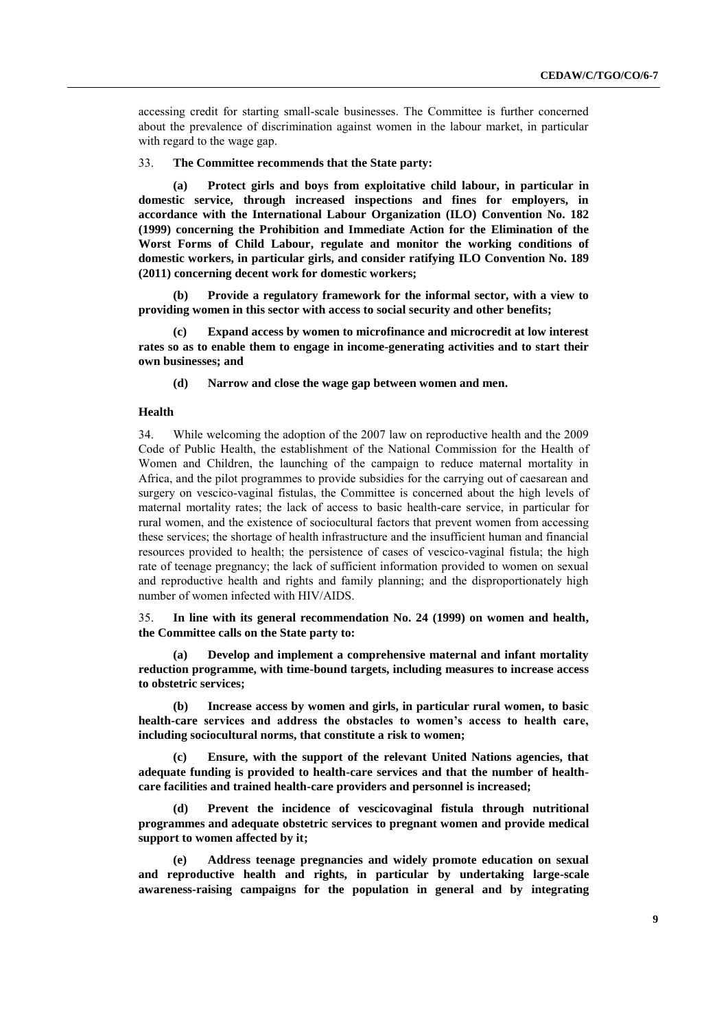accessing credit for starting small-scale businesses. The Committee is further concerned about the prevalence of discrimination against women in the labour market, in particular with regard to the wage gap.

33. **The Committee recommends that the State party:**

**(a) Protect girls and boys from exploitative child labour, in particular in domestic service, through increased inspections and fines for employers, in accordance with the International Labour Organization (ILO) Convention No. 182 (1999) concerning the Prohibition and Immediate Action for the Elimination of the Worst Forms of Child Labour, regulate and monitor the working conditions of domestic workers, in particular girls, and consider ratifying ILO Convention No. 189 (2011) concerning decent work for domestic workers;**

**(b) Provide a regulatory framework for the informal sector, with a view to providing women in this sector with access to social security and other benefits;**

**(c) Expand access by women to microfinance and microcredit at low interest rates so as to enable them to engage in income-generating activities and to start their own businesses; and**

**(d) Narrow and close the wage gap between women and men.**

### Health

34. While welcoming the adoption of the 2007 law on reproductive health and the 2009 Code of Public Health, the establishment of the National Commission for the Health of Women and Children, the launching of the campaign to reduce maternal mortality in Africa, and the pilot programmes to provide subsidies for the carrying out of caesarean and surgery on vescico-vaginal fistulas, the Committee is concerned about the high levels of maternal mortality rates; the lack of access to basic health-care service, in particular for rural women, and the existence of sociocultural factors that prevent women from accessing these services; the shortage of health infrastructure and the insufficient human and financial resources provided to health; the persistence of cases of vescico-vaginal fistula; the high rate of teenage pregnancy; the lack of sufficient information provided to women on sexual and reproductive health and rights and family planning; and the disproportionately high number of women infected with HIV/AIDS.

35. **In line with its general recommendation No. 24 (1999) on women and health, the Committee calls on the State party to:**

**(a) Develop and implement a comprehensive maternal and infant mortality reduction programme, with time-bound targets, including measures to increase access to obstetric services;**

**(b) Increase access by women and girls, in particular rural women, to basic health-care services and address the obstacles to women's access to health care, including sociocultural norms, that constitute a risk to women;**

**(c) Ensure, with the support of the relevant United Nations agencies, that adequate funding is provided to health-care services and that the number of health-care facilities and trained health-care providers and personnel is increased;**

**(d) Prevent the incidence of vescicovaginal fistula through nutritional programmes and adequate obstetric services to pregnant women and provide medical support to women affected by it;**

**(e) Address teenage pregnancies and widely promote education on sexual and reproductive health and rights, in particular by undertaking large-scale awareness-raising campaigns for the population in general and by integrating**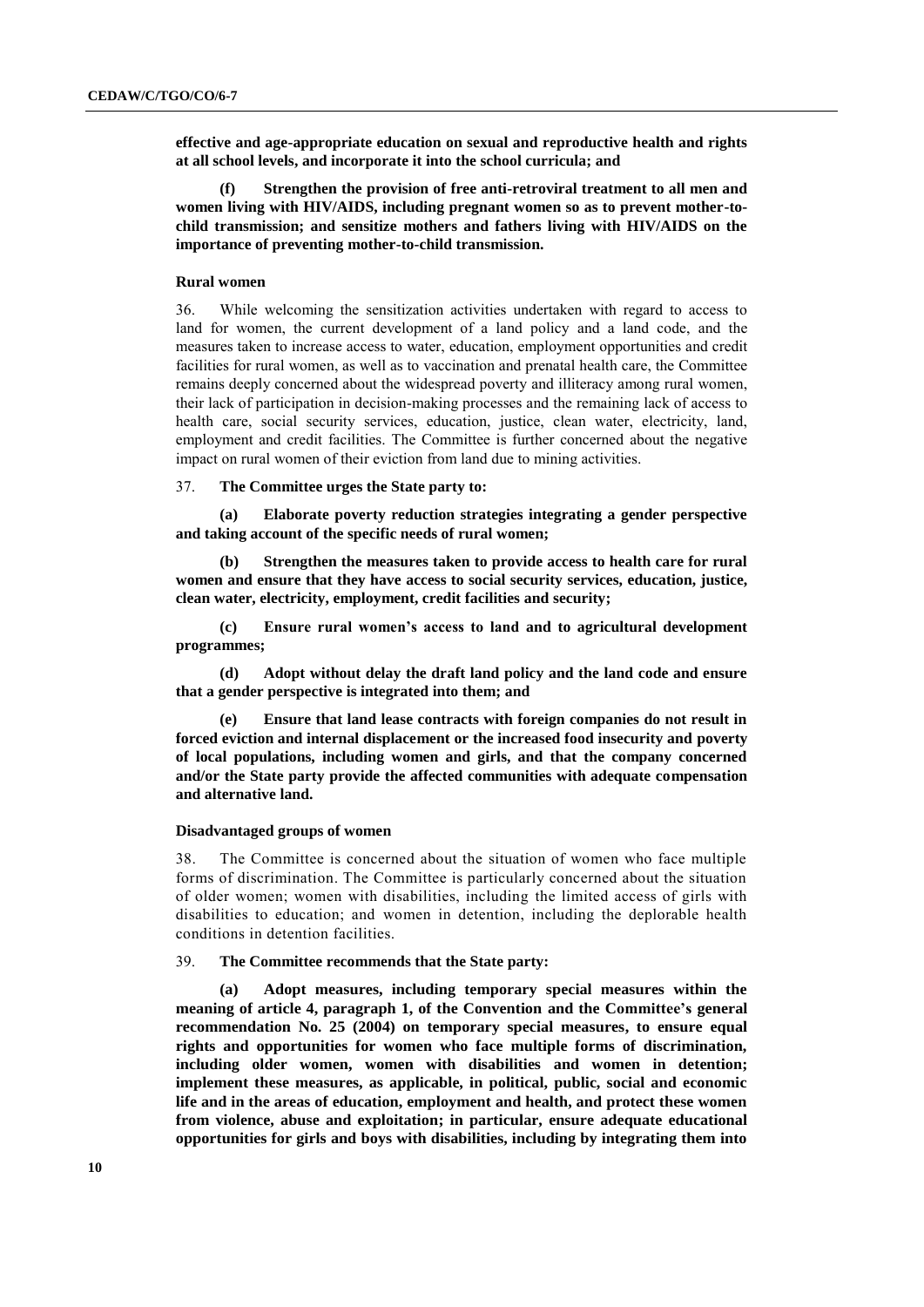**effective and age-appropriate education on sexual and reproductive health and rights at all school levels, and incorporate it into the school curricula; and**

**(f) Strengthen the provision of free anti-retroviral treatment to all men and women living with HIV/AIDS, including pregnant women so as to prevent mother-to-child transmission; and sensitize mothers and fathers living with HIV/AIDS on the importance of preventing mother-to-child transmission.**

### Rural women

36. While welcoming the sensitization activities undertaken with regard to access to land for women, the current development of a land policy and a land code, and the measures taken to increase access to water, education, employment opportunities and credit facilities for rural women, as well as to vaccination and prenatal health care, the Committee remains deeply concerned about the widespread poverty and illiteracy among rural women, their lack of participation in decision-making processes and the remaining lack of access to health care, social security services, education, justice, clean water, electricity, land, employment and credit facilities. The Committee is further concerned about the negative impact on rural women of their eviction from land due to mining activities.

37. **The Committee urges the State party to:**

**(a) Elaborate poverty reduction strategies integrating a gender perspective and taking account of the specific needs of rural women;**

**(b) Strengthen the measures taken to provide access to health care for rural women and ensure that they have access to social security services, education, justice, clean water, electricity, employment, credit facilities and security;**

**(c) Ensure rural women's access to land and to agricultural development programmes;**

**(d) Adopt without delay the draft land policy and the land code and ensure that a gender perspective is integrated into them; and**

**(e) Ensure that land lease contracts with foreign companies do not result in forced eviction and internal displacement or the increased food insecurity and poverty of local populations, including women and girls, and that the company concerned and/or the State party provide the affected communities with adequate compensation and alternative land.**

### Disadvantaged groups of women

38. The Committee is concerned about the situation of women who face multiple forms of discrimination. The Committee is particularly concerned about the situation of older women; women with disabilities, including the limited access of girls with disabilities to education; and women in detention, including the deplorable health conditions in detention facilities.

39. **The Committee recommends that the State party:**

**(a) Adopt measures, including temporary special measures within the meaning of article 4, paragraph 1, of the Convention and the Committee's general recommendation No. 25 (2004) on temporary special measures, to ensure equal rights and opportunities for women who face multiple forms of discrimination, including older women, women with disabilities and women in detention; implement these measures, as applicable, in political, public, social and economic life and in the areas of education, employment and health, and protect these women from violence, abuse and exploitation; in particular, ensure adequate educational opportunities for girls and boys with disabilities, including by integrating them into**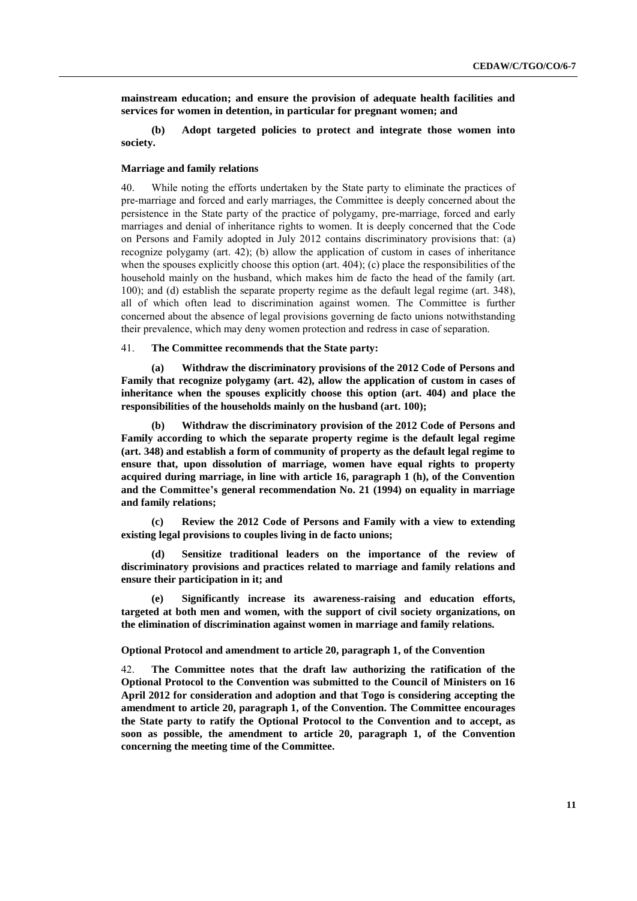**mainstream education; and ensure the provision of adequate health facilities and services for women in detention, in particular for pregnant women; and**

**(b) Adopt targeted policies to protect and integrate those women into society.**

### Marriage and family relations

40. While noting the efforts undertaken by the State party to eliminate the practices of pre-marriage and forced and early marriages, the Committee is deeply concerned about the persistence in the State party of the practice of polygamy, pre-marriage, forced and early marriages and denial of inheritance rights to women. It is deeply concerned that the Code on Persons and Family adopted in July 2012 contains discriminatory provisions that: (a) recognize polygamy (art. 42); (b) allow the application of custom in cases of inheritance when the spouses explicitly choose this option (art. 404); (c) place the responsibilities of the household mainly on the husband, which makes him de facto the head of the family (art. 100); and (d) establish the separate property regime as the default legal regime (art. 348), all of which often lead to discrimination against women. The Committee is further concerned about the absence of legal provisions governing de facto unions notwithstanding their prevalence, which may deny women protection and redress in case of separation.

41. **The Committee recommends that the State party:**

**(a) Withdraw the discriminatory provisions of the 2012 Code of Persons and Family that recognize polygamy (art. 42), allow the application of custom in cases of inheritance when the spouses explicitly choose this option (art. 404) and place the responsibilities of the households mainly on the husband (art. 100);**

**(b) Withdraw the discriminatory provision of the 2012 Code of Persons and Family according to which the separate property regime is the default legal regime (art. 348) and establish a form of community of property as the default legal regime to ensure that, upon dissolution of marriage, women have equal rights to property acquired during marriage, in line with article 16, paragraph 1 (h), of the Convention and the Committee's general recommendation No. 21 (1994) on equality in marriage and family relations;**

**(c) Review the 2012 Code of Persons and Family with a view to extending existing legal provisions to couples living in de facto unions;**

**(d) Sensitize traditional leaders on the importance of the review of discriminatory provisions and practices related to marriage and family relations and ensure their participation in it; and**

**(e) Significantly increase its awareness-raising and education efforts, targeted at both men and women, with the support of civil society organizations, on the elimination of discrimination against women in marriage and family relations.**

### Optional Protocol and amendment to article 20, paragraph 1, of the Convention

42. **The Committee notes that the draft law authorizing the ratification of the Optional Protocol to the Convention was submitted to the Council of Ministers on 16 April 2012 for consideration and adoption and that Togo is considering accepting the amendment to article 20, paragraph 1, of the Convention. The Committee encourages the State party to ratify the Optional Protocol to the Convention and to accept, as soon as possible, the amendment to article 20, paragraph 1, of the Convention concerning the meeting time of the Committee.**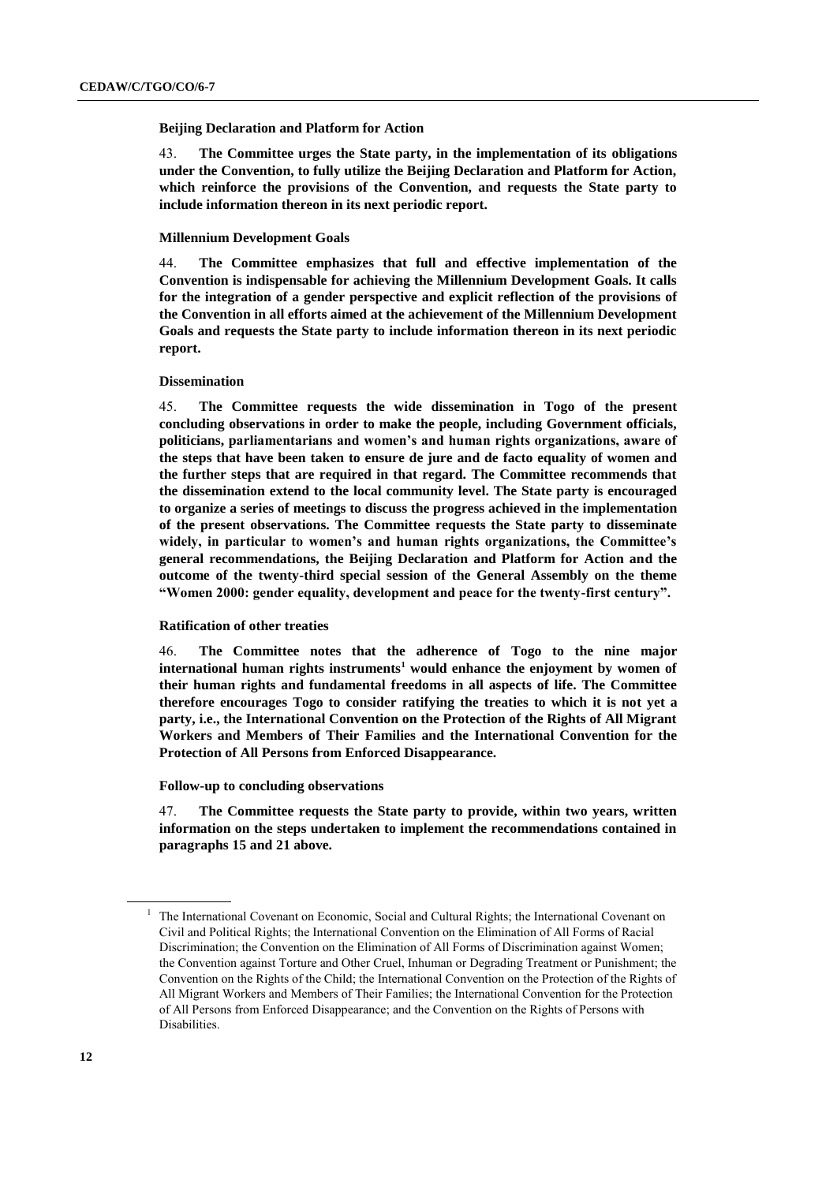### Beijing Declaration and Platform for Action

43. **The Committee urges the State party, in the implementation of its obligations under the Convention, to fully utilize the Beijing Declaration and Platform for Action, which reinforce the provisions of the Convention, and requests the State party to include information thereon in its next periodic report.**

### Millennium Development Goals

44. **The Committee emphasizes that full and effective implementation of the Convention is indispensable for achieving the Millennium Development Goals. It calls for the integration of a gender perspective and explicit reflection of the provisions of the Convention in all efforts aimed at the achievement of the Millennium Development Goals and requests the State party to include information thereon in its next periodic report.**

### Dissemination

45. **The Committee requests the wide dissemination in Togo of the present concluding observations in order to make the people, including Government officials, politicians, parliamentarians and women's and human rights organizations, aware of the steps that have been taken to ensure de jure and de facto equality of women and the further steps that are required in that regard. The Committee recommends that the dissemination extend to the local community level. The State party is encouraged to organize a series of meetings to discuss the progress achieved in the implementation of the present observations. The Committee requests the State party to disseminate widely, in particular to women's and human rights organizations, the Committee's general recommendations, the Beijing Declaration and Platform for Action and the outcome of the twenty-third special session of the General Assembly on the theme "Women 2000: gender equality, development and peace for the twenty-first century".**

### Ratification of other treaties

46. **The Committee notes that the adherence of Togo to the nine major international human rights instruments[1] would enhance the enjoyment by women of their human rights and fundamental freedoms in all aspects of life. The Committee therefore encourages Togo to consider ratifying the treaties to which it is not yet a party, i.e., the International Convention on the Protection of the Rights of All Migrant Workers and Members of Their Families and the International Convention for the Protection of All Persons from Enforced Disappearance.**

### Follow-up to concluding observations

47. **The Committee requests the State party to provide, within two years, written information on the steps undertaken to implement the recommendations contained in paragraphs 15 and 21 above.**

---

[1] The International Covenant on Economic, Social and Cultural Rights; the International Covenant on Civil and Political Rights; the International Convention on the Elimination of All Forms of Racial Discrimination; the Convention on the Elimination of All Forms of Discrimination against Women; the Convention against Torture and Other Cruel, Inhuman or Degrading Treatment or Punishment; the Convention on the Rights of the Child; the International Convention on the Protection of the Rights of All Migrant Workers and Members of Their Families; the International Convention for the Protection of All Persons from Enforced Disappearance; and the Convention on the Rights of Persons with Disabilities.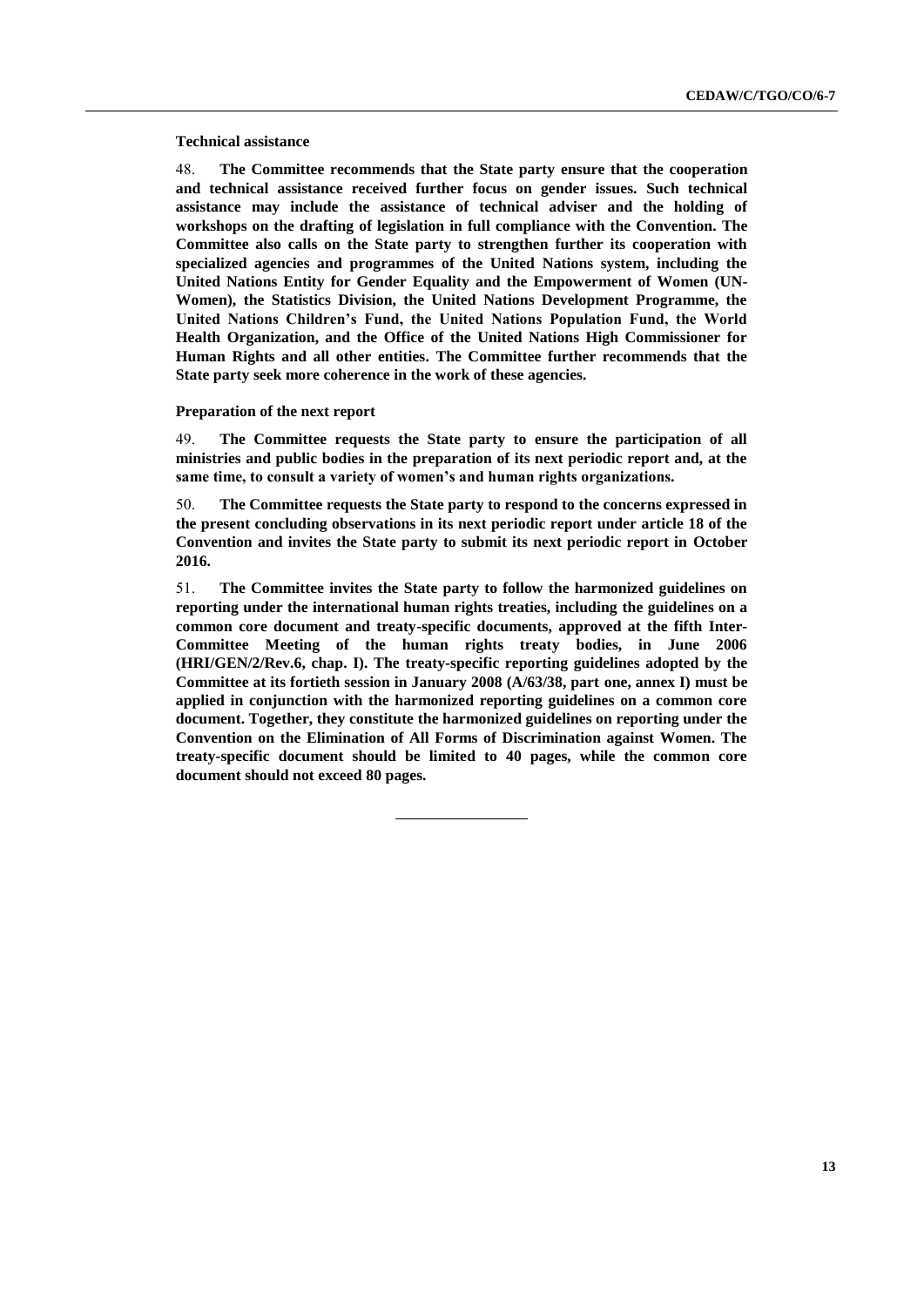**Technical assistance**

48. **The Committee recommends that the State party ensure that the cooperation and technical assistance received further focus on gender issues. Such technical assistance may include the assistance of technical adviser and the holding of workshops on the drafting of legislation in full compliance with the Convention. The Committee also calls on the State party to strengthen further its cooperation with specialized agencies and programmes of the United Nations system, including the United Nations Entity for Gender Equality and the Empowerment of Women (UN-Women), the Statistics Division, the United Nations Development Programme, the United Nations Children's Fund, the United Nations Population Fund, the World Health Organization, and the Office of the United Nations High Commissioner for Human Rights and all other entities. The Committee further recommends that the State party seek more coherence in the work of these agencies.**

**Preparation of the next report**

49. **The Committee requests the State party to ensure the participation of all ministries and public bodies in the preparation of its next periodic report and, at the same time, to consult a variety of women's and human rights organizations.**

50. **The Committee requests the State party to respond to the concerns expressed in the present concluding observations in its next periodic report under article 18 of the Convention and invites the State party to submit its next periodic report in October 2016.**

51. **The Committee invites the State party to follow the harmonized guidelines on reporting under the international human rights treaties, including the guidelines on a common core document and treaty-specific documents, approved at the fifth Inter-Committee Meeting of the human rights treaty bodies, in June 2006 (HRI/GEN/2/Rev.6, chap. I). The treaty-specific reporting guidelines adopted by the Committee at its fortieth session in January 2008 (A/63/38, part one, annex I) must be applied in conjunction with the harmonized reporting guidelines on a common core document. Together, they constitute the harmonized guidelines on reporting under the Convention on the Elimination of All Forms of Discrimination against Women. The treaty-specific document should be limited to 40 pages, while the common core document should not exceed 80 pages.**